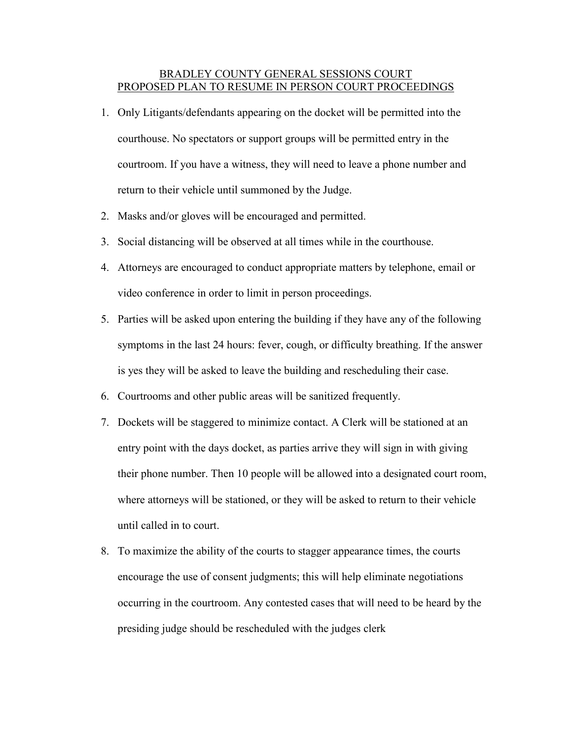# BRADLEY COUNTY GENERAL SESSIONS COURT
# PROPOSED PLAN TO RESUME IN PERSON COURT PROCEEDINGS

1. Only Litigants/defendants appearing on the docket will be permitted into the courthouse. No spectators or support groups will be permitted entry in the courtroom. If you have a witness, they will need to leave a phone number and return to their vehicle until summoned by the Judge.
2. Masks and/or gloves will be encouraged and permitted.
3. Social distancing will be observed at all times while in the courthouse.
4. Attorneys are encouraged to conduct appropriate matters by telephone, email or video conference in order to limit in person proceedings.
5. Parties will be asked upon entering the building if they have any of the following symptoms in the last 24 hours: fever, cough, or difficulty breathing. If the answer is yes they will be asked to leave the building and rescheduling their case.
6. Courtrooms and other public areas will be sanitized frequently.
7. Dockets will be staggered to minimize contact. A Clerk will be stationed at an entry point with the days docket, as parties arrive they will sign in with giving their phone number. Then 10 people will be allowed into a designated court room, where attorneys will be stationed, or they will be asked to return to their vehicle until called in to court.
8. To maximize the ability of the courts to stagger appearance times, the courts encourage the use of consent judgments; this will help eliminate negotiations occurring in the courtroom. Any contested cases that will need to be heard by the presiding judge should be rescheduled with the judges clerk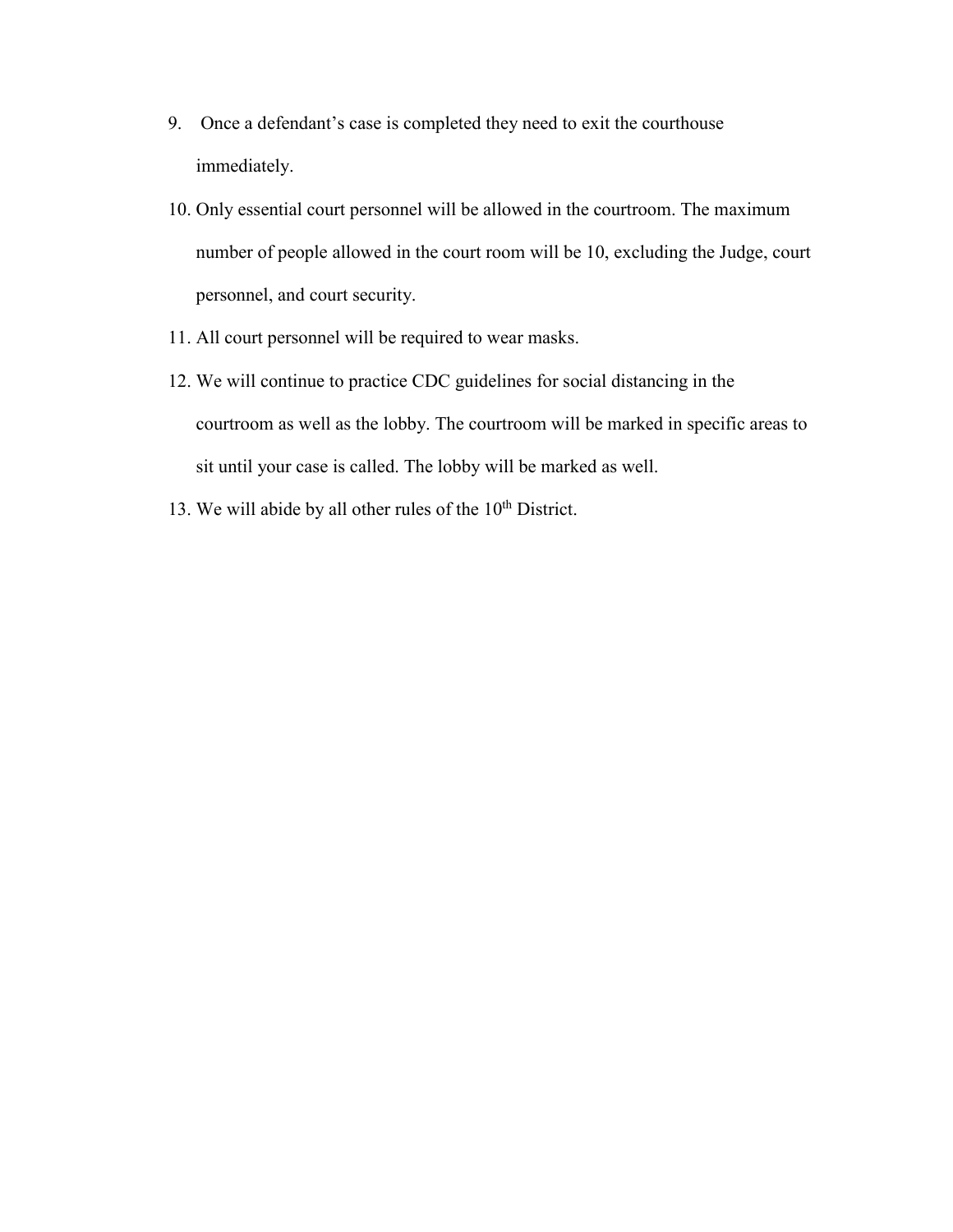9. Once a defendant's case is completed they need to exit the courthouse immediately.
10. Only essential court personnel will be allowed in the courtroom. The maximum number of people allowed in the court room will be 10, excluding the Judge, court personnel, and court security.
11. All court personnel will be required to wear masks.
12. We will continue to practice CDC guidelines for social distancing in the courtroom as well as the lobby. The courtroom will be marked in specific areas to sit until your case is called. The lobby will be marked as well.
13. We will abide by all other rules of the 10th District.